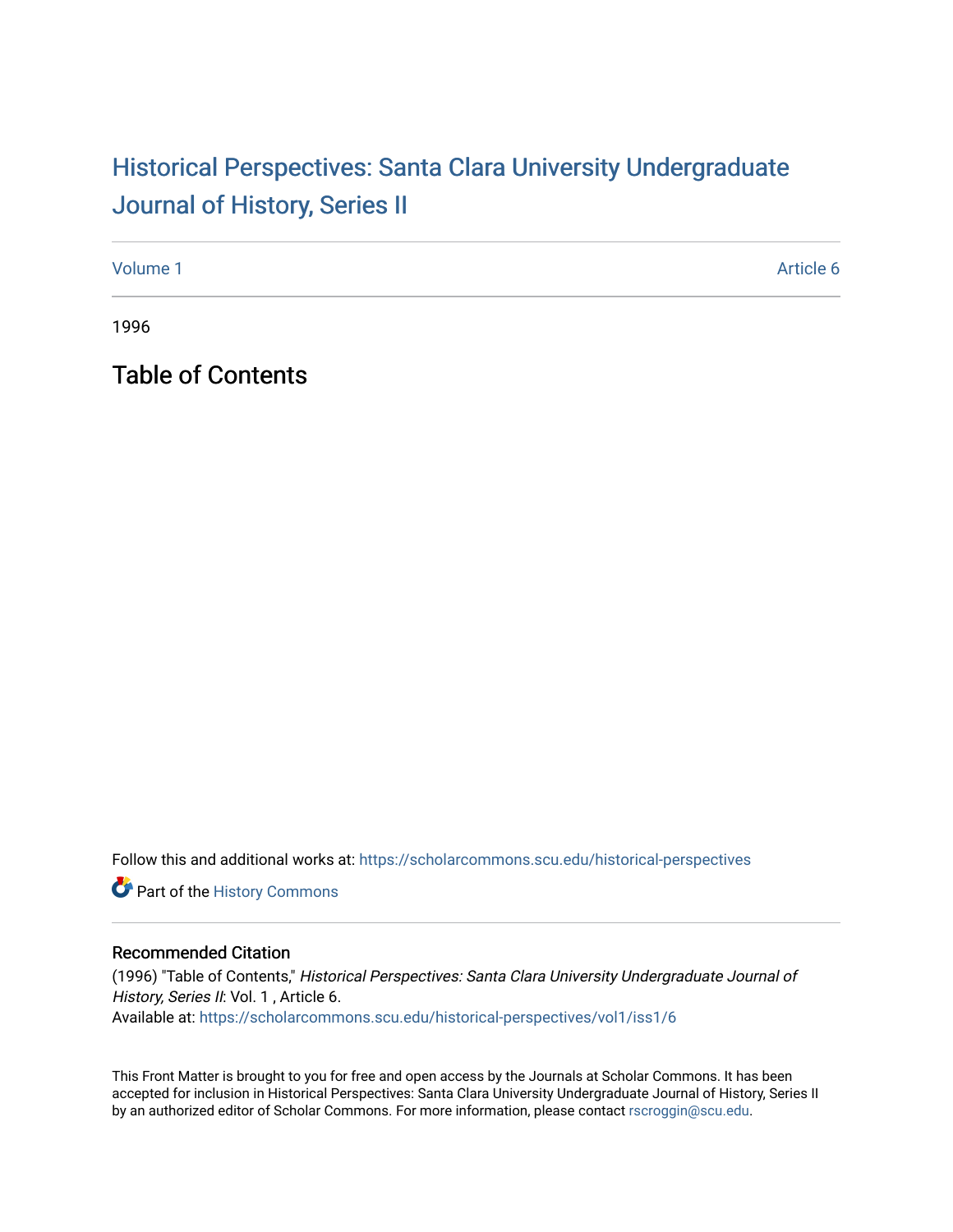# Historical Perspectives: Santa Clara University Undergraduate Journal of History, Series II

Volume 1 Article 6

1996

## Table of Contents

Follow this and additional works at: https://scholarcommons.scu.edu/historical-perspectives

Part of the History Commons

### Recommended Citation

(1996) "Table of Contents," *Historical Perspectives: Santa Clara University Undergraduate Journal of History, Series II*: Vol. 1 , Article 6.
Available at: https://scholarcommons.scu.edu/historical-perspectives/vol1/iss1/6

This Front Matter is brought to you for free and open access by the Journals at Scholar Commons. It has been accepted for inclusion in Historical Perspectives: Santa Clara University Undergraduate Journal of History, Series II by an authorized editor of Scholar Commons. For more information, please contact rscroggin@scu.edu.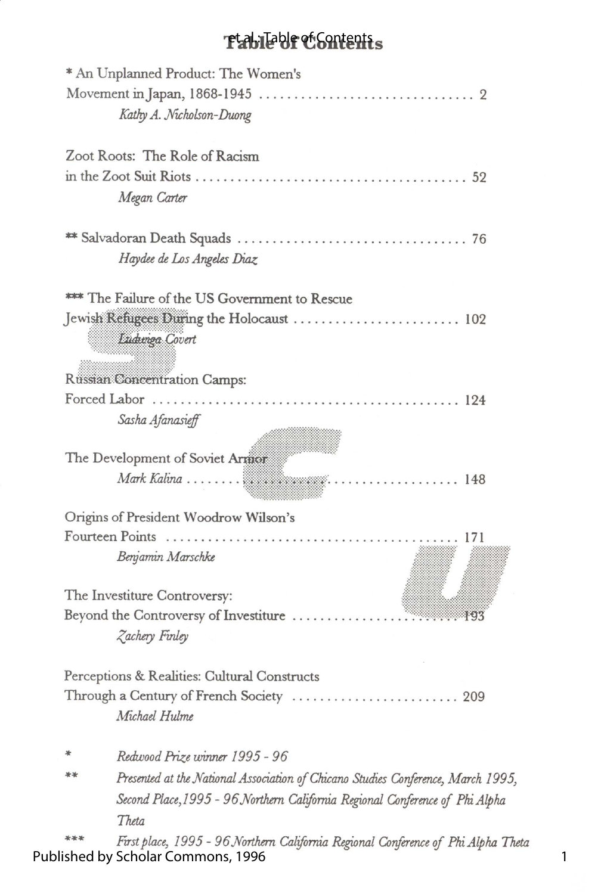# Table of Contents

* An Unplanned Product: The Women's Movement in Japan, 1868-1945 .......... 2
*Kathy A. Nicholson-Duong*

Zoot Roots: The Role of Racism in the Zoot Suit Riots .......... 52
*Megan Carter*

** Salvadoran Death Squads .......... 76
*Haydee de Los Angeles Diaz*

*** The Failure of the US Government to Rescue Jewish Refugees During the Holocaust .......... 102
*Ludwiga Covert*

Russian Concentration Camps: Forced Labor .......... 124
*Sasha Afanasieff*

The Development of Soviet Armor
*Mark Kalina* .......... 148

Origins of President Woodrow Wilson's Fourteen Points .......... 171
*Benjamin Marschke*

The Investiture Controversy: Beyond the Controversy of Investiture .......... 193
*Zachery Finley*

Perceptions & Realities: Cultural Constructs Through a Century of French Society .......... 209
*Michael Hulme*

\* *Redwood Prize winner 1995 - 96*

** *Presented at the National Association of Chicano Studies Conference, March 1995, Second Place, 1995 - 96 Northern California Regional Conference of Phi Alpha Theta*

*** *First place, 1995 - 96 Northern California Regional Conference of Phi Alpha Theta*